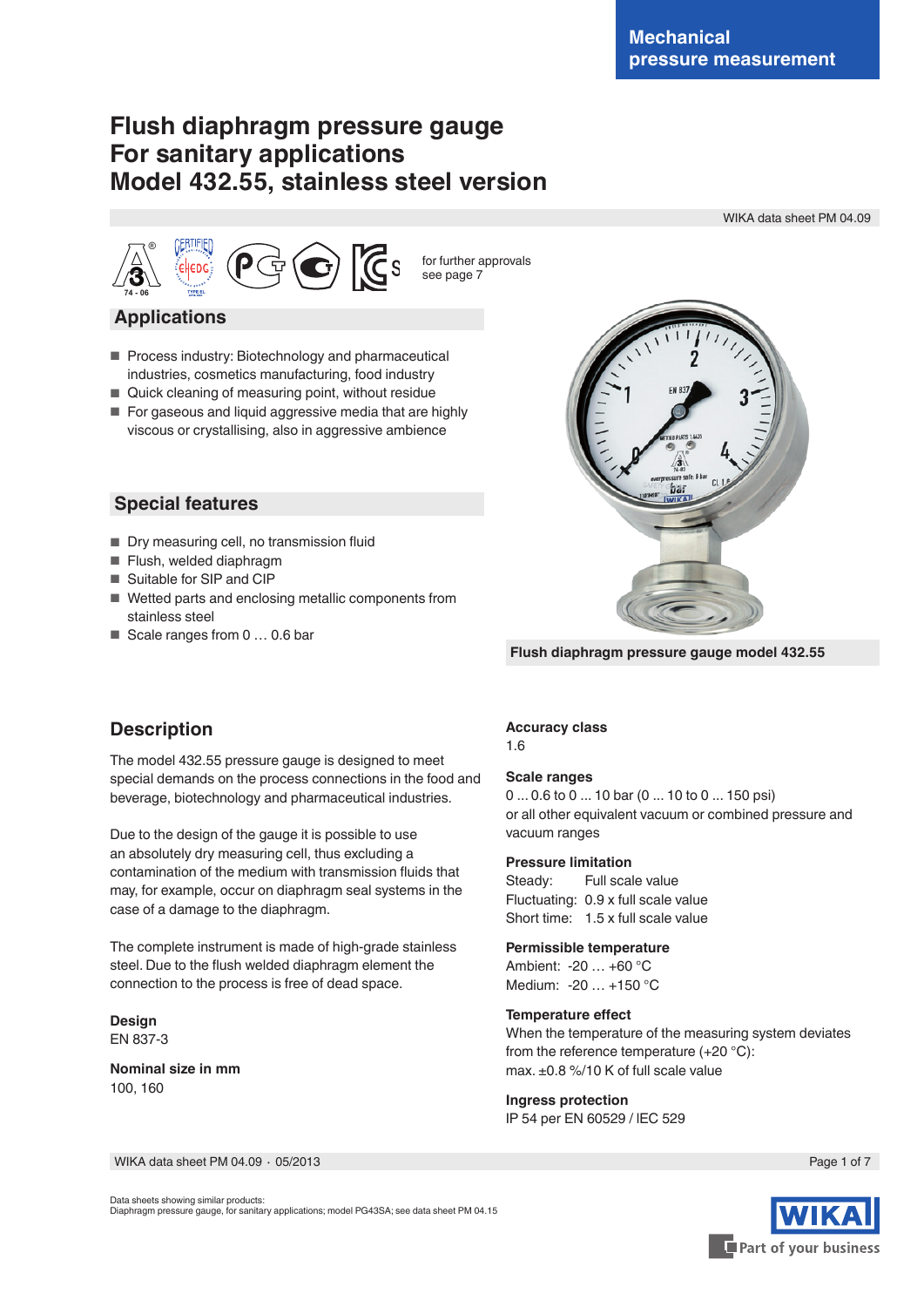Mechanical pressure measurement

# Flush diaphragm pressure gauge
# For sanitary applications
# Model 432.55, stainless steel version

WIKA data sheet PM 04.09

for further approvals see page 7

## Applications

- Process industry: Biotechnology and pharmaceutical industries, cosmetics manufacturing, food industry
- Quick cleaning of measuring point, without residue
- For gaseous and liquid aggressive media that are highly viscous or crystallising, also in aggressive ambience

## Special features

- Dry measuring cell, no transmission fluid
- Flush, welded diaphragm
- Suitable for SIP and CIP
- Wetted parts and enclosing metallic components from stainless steel
- Scale ranges from 0 … 0.6 bar

Flush diaphragm pressure gauge model 432.55

## Description

The model 432.55 pressure gauge is designed to meet special demands on the process connections in the food and beverage, biotechnology and pharmaceutical industries.

Due to the design of the gauge it is possible to use an absolutely dry measuring cell, thus excluding a contamination of the medium with transmission fluids that may, for example, occur on diaphragm seal systems in the case of a damage to the diaphragm.

The complete instrument is made of high-grade stainless steel. Due to the flush welded diaphragm element the connection to the process is free of dead space.

**Design**
EN 837-3

**Nominal size in mm**
100, 160

**Accuracy class**
1.6

**Scale ranges**
0 ... 0.6 to 0 ... 10 bar (0 ... 10 to 0 ... 150 psi)
or all other equivalent vacuum or combined pressure and vacuum ranges

**Pressure limitation**
Steady: Full scale value
Fluctuating: 0.9 x full scale value
Short time: 1.5 x full scale value

**Permissible temperature**
Ambient: -20 … +60 °C
Medium: -20 … +150 °C

**Temperature effect**
When the temperature of the measuring system deviates from the reference temperature (+20 °C):
max. ±0.8 %/10 K of full scale value

**Ingress protection**
IP 54 per EN 60529 / IEC 529

Data sheets showing similar products:
Diaphragm pressure gauge, for sanitary applications; model PG43SA; see data sheet PM 04.15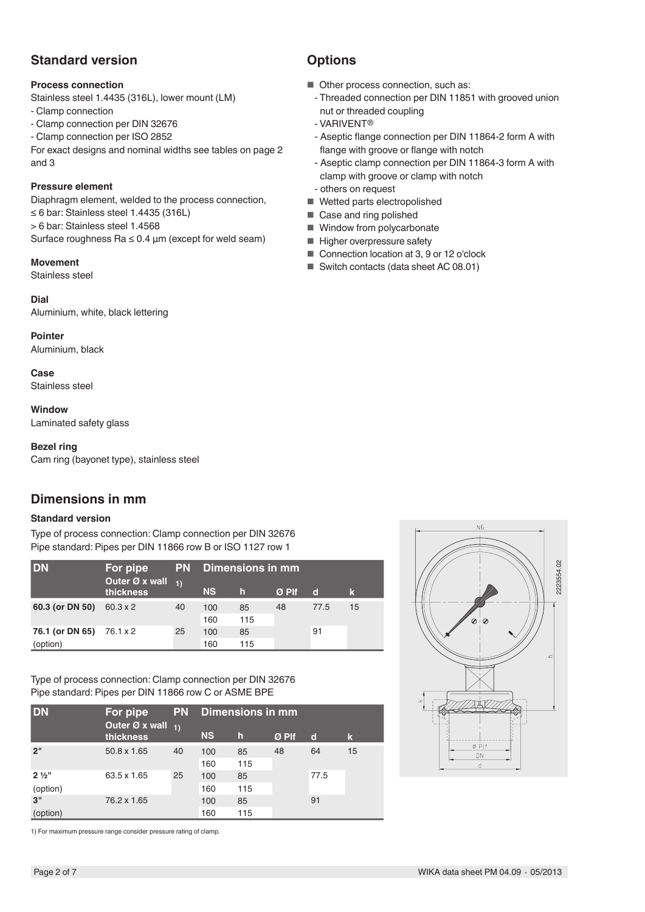## Standard version

### Process connection

Stainless steel 1.4435 (316L), lower mount (LM)
- Clamp connection
- Clamp connection per DIN 32676
- Clamp connection per ISO 2852

For exact designs and nominal widths see tables on page 2 and 3

### Pressure element

Diaphragm element, welded to the process connection,
≤ 6 bar: Stainless steel 1.4435 (316L)
> 6 bar: Stainless steel 1.4568
Surface roughness Ra ≤ 0.4 µm (except for weld seam)

### Movement

Stainless steel

### Dial

Aluminium, white, black lettering

### Pointer

Aluminium, black

### Case

Stainless steel

### Window

Laminated safety glass

### Bezel ring

Cam ring (bayonet type), stainless steel

## Options

- Other process connection, such as:
  - Threaded connection per DIN 11851 with grooved union nut or threaded coupling
  - VARIVENT®
  - Aseptic flange connection per DIN 11864-2 form A with flange with groove or flange with notch
  - Aseptic clamp connection per DIN 11864-3 form A with clamp with groove or clamp with notch
  - others on request
- Wetted parts electropolished
- Case and ring polished
- Window from polycarbonate
- Higher overpressure safety
- Connection location at 3, 9 or 12 o'clock
- Switch contacts (data sheet AC 08.01)

## Dimensions in mm

### Standard version

Type of process connection: Clamp connection per DIN 32676
Pipe standard: Pipes per DIN 11866 row B or ISO 1127 row 1

| DN | For pipe | PN | Dimensions in mm | | | | |
|---|---|---|---|---|---|---|---|
| | Outer Ø x wall thickness | 1) | NS | h | Ø Plf | d | k |
| 60.3 (or DN 50) | 60.3 x 2 | 40 | 100 | 85 | 48 | 77.5 | 15 |
| | | | 160 | 115 | | | |
| 76.1 (or DN 65) | 76.1 x 2 | 25 | 100 | 85 | | 91 | |
| (option) | | | 160 | 115 | | | |

Type of process connection: Clamp connection per DIN 32676
Pipe standard: Pipes per DIN 11866 row C or ASME BPE

| DN | For pipe | PN | Dimensions in mm | | | | |
|---|---|---|---|---|---|---|---|
| | Outer Ø x wall thickness | 1) | NS | h | Ø Plf | d | k |
| 2" | 50.8 x 1.65 | 40 | 100 | 85 | 48 | 64 | 15 |
| | | | 160 | 115 | | | |
| 2 ½" | 63.5 x 1.65 | 25 | 100 | 85 | | 77.5 | |
| (option) | | | 160 | 115 | | | |
| 3" | 76.2 x 1.65 | | 100 | 85 | | 91 | |
| (option) | | | 160 | 115 | | | |

1) For maximum pressure range consider pressure rating of clamp.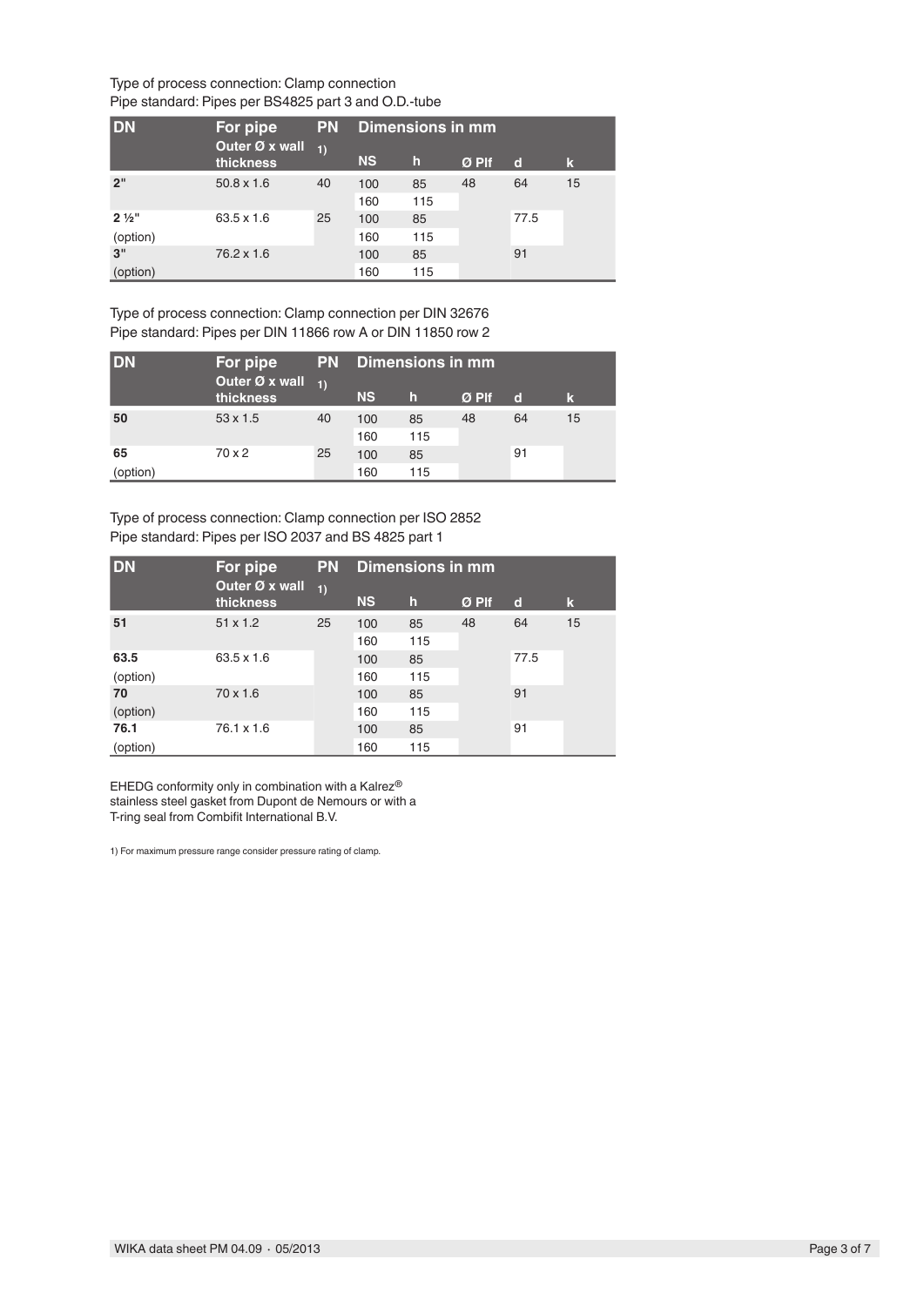Type of process connection: Clamp connection
Pipe standard: Pipes per BS4825 part 3 and O.D.-tube

| DN | For pipe Outer Ø x wall thickness | PN 1) | Dimensions in mm | | | | |
|---|---|---|---|---|---|---|---|
| | | | NS | h | Ø Plf | d | k |
| **2"** | 50.8 x 1.6 | 40 | 100 | 85 | 48 | 64 | 15 |
| | | | 160 | 115 | | | |
| **2 ½"** | 63.5 x 1.6 | 25 | 100 | 85 | | 77.5 | |
| (option) | | | 160 | 115 | | | |
| **3"** | 76.2 x 1.6 | | 100 | 85 | | 91 | |
| (option) | | | 160 | 115 | | | |

Type of process connection: Clamp connection per DIN 32676
Pipe standard: Pipes per DIN 11866 row A or DIN 11850 row 2

| DN | For pipe Outer Ø x wall thickness | PN 1) | Dimensions in mm | | | | |
|---|---|---|---|---|---|---|---|
| | | | NS | h | Ø Plf | d | k |
| **50** | 53 x 1.5 | 40 | 100 | 85 | 48 | 64 | 15 |
| | | | 160 | 115 | | | |
| **65** | 70 x 2 | 25 | 100 | 85 | | 91 | |
| (option) | | | 160 | 115 | | | |

Type of process connection: Clamp connection per ISO 2852
Pipe standard: Pipes per ISO 2037 and BS 4825 part 1

| DN | For pipe Outer Ø x wall thickness | PN 1) | Dimensions in mm | | | | |
|---|---|---|---|---|---|---|---|
| | | | NS | h | Ø Plf | d | k |
| **51** | 51 x 1.2 | 25 | 100 | 85 | 48 | 64 | 15 |
| | | | 160 | 115 | | | |
| **63.5** | 63.5 x 1.6 | | 100 | 85 | | 77.5 | |
| (option) | | | 160 | 115 | | | |
| **70** | 70 x 1.6 | | 100 | 85 | | 91 | |
| (option) | | | 160 | 115 | | | |
| **76.1** | 76.1 x 1.6 | | 100 | 85 | | 91 | |
| (option) | | | 160 | 115 | | | |

EHEDG conformity only in combination with a Kalrez® stainless steel gasket from Dupont de Nemours or with a T-ring seal from Combifit International B.V.

1) For maximum pressure range consider pressure rating of clamp.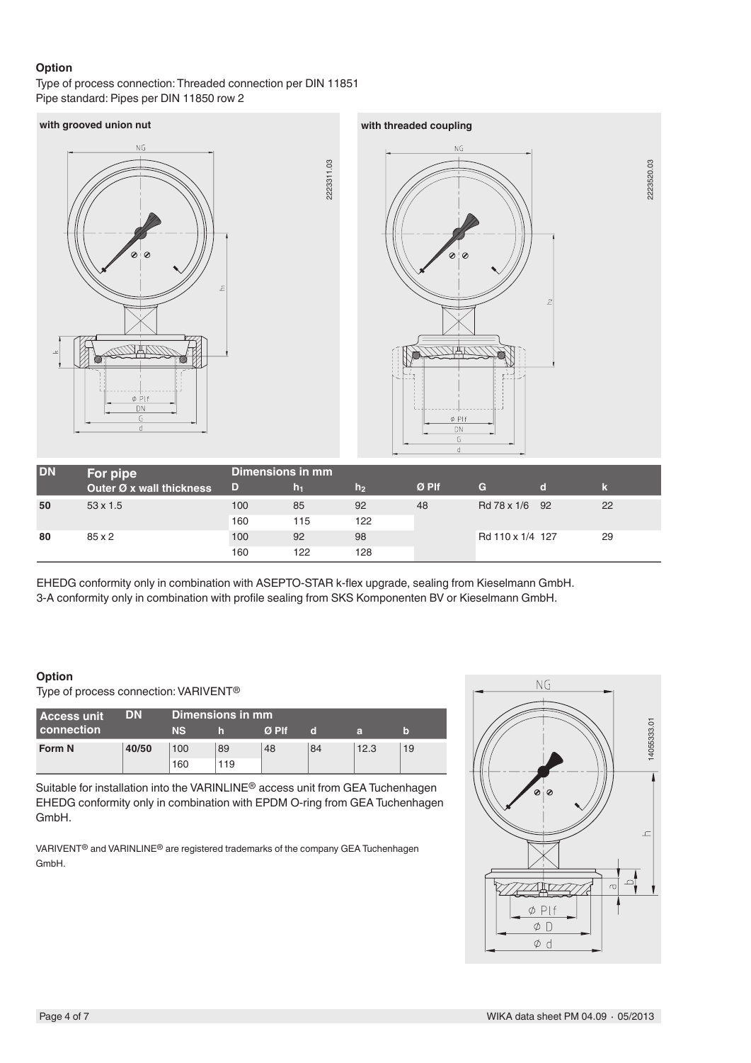**Option**

Type of process connection: Threaded connection per DIN 11851
Pipe standard: Pipes per DIN 11850 row 2

**with grooved union nut**

**with threaded coupling**

| DN | For pipe | Dimensions in mm | | | | | | |
|---|---|---|---|---|---|---|---|---|
| | Outer Ø x wall thickness | D | $h_1$ | $h_2$ | Ø Plf | G | d | k |
| 50 | 53 x 1.5 | 100 | 85 | 92 | 48 | Rd 78 x 1/6 | 92 | 22 |
| | | 160 | 115 | 122 | | | | |
| 80 | 85 x 2 | 100 | 92 | 98 | | Rd 110 x 1/4 | 127 | 29 |
| | | 160 | 122 | 128 | | | | |

EHEDG conformity only in combination with ASEPTO-STAR k-flex upgrade, sealing from Kieselmann GmbH.
3-A conformity only in combination with profile sealing from SKS Komponenten BV or Kieselmann GmbH.

**Option**

Type of process connection: VARIVENT®

| Access unit connection | DN | Dimensions in mm | | | | | |
|---|---|---|---|---|---|---|---|
| | | NS | h | Ø Plf | d | a | b |
| Form N | 40/50 | 100 | 89 | 48 | 84 | 12.3 | 19 |
| | | 160 | 119 | | | | |

Suitable for installation into the VARINLINE® access unit from GEA Tuchenhagen
EHEDG conformity only in combination with EPDM O-ring from GEA Tuchenhagen GmbH.

VARIVENT® and VARINLINE® are registered trademarks of the company GEA Tuchenhagen GmbH.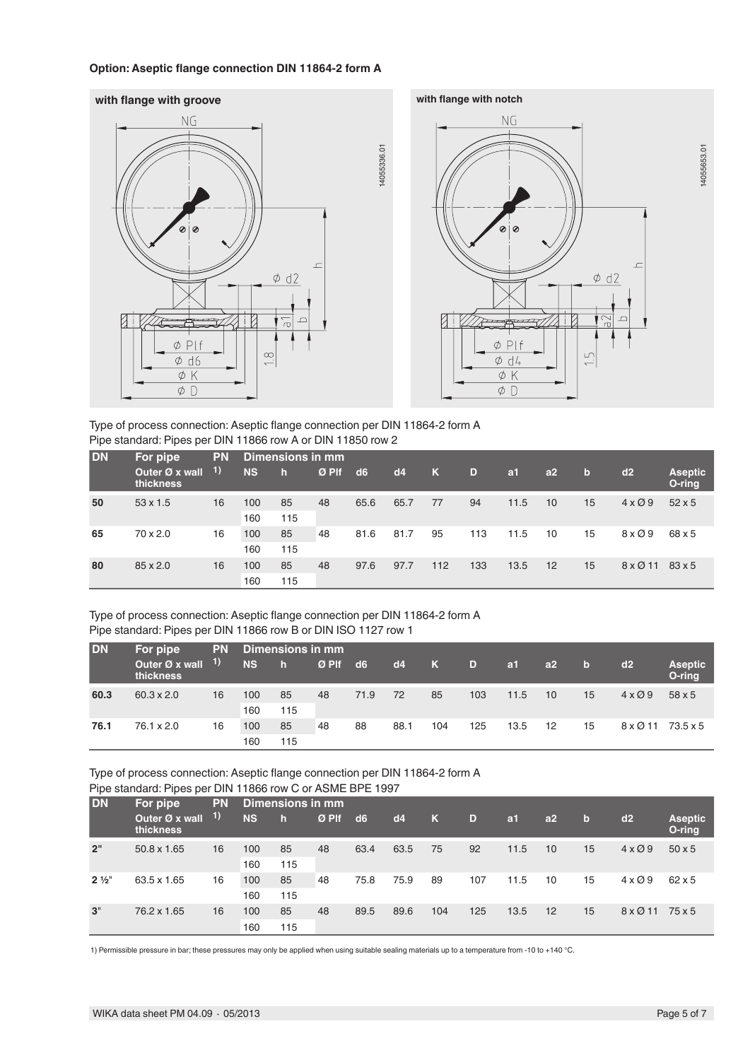**Option: Aseptic flange connection DIN 11864-2 form A**

**with flange with groove**

NG

Ø d2

h

a1

b

Ø Plf

Ø d6

Ø K

Ø D

1.8

14055336.01

**with flange with notch**

NG

Ø d2

h

a2

b

Ø Plf

Ø d4

Ø K

Ø D

1.5

14055653.01

Type of process connection: Aseptic flange connection per DIN 11864-2 form A
Pipe standard: Pipes per DIN 11866 row A or DIN 11850 row 2

| DN | For pipe | PN | Dimensions in mm | | | | | | | | | | | |
|---|---|---|---|---|---|---|---|---|---|---|---|---|---|---|
| | Outer Ø x wall thickness | 1) | NS | h | Ø Plf | d6 | d4 | K | D | a1 | a2 | b | d2 | Aseptic O-ring |
| **50** | 53 x 1.5 | 16 | 100 | 85 | 48 | 65.6 | 65.7 | 77 | 94 | 11.5 | 10 | 15 | 4 x Ø 9 | 52 x 5 |
| | | | 160 | 115 | | | | | | | | | | |
| **65** | 70 x 2.0 | 16 | 100 | 85 | 48 | 81.6 | 81.7 | 95 | 113 | 11.5 | 10 | 15 | 8 x Ø 9 | 68 x 5 |
| | | | 160 | 115 | | | | | | | | | | |
| **80** | 85 x 2.0 | 16 | 100 | 85 | 48 | 97.6 | 97.7 | 112 | 133 | 13.5 | 12 | 15 | 8 x Ø 11 | 83 x 5 |
| | | | 160 | 115 | | | | | | | | | | |

Type of process connection: Aseptic flange connection per DIN 11864-2 form A
Pipe standard: Pipes per DIN 11866 row B or DIN ISO 1127 row 1

| DN | For pipe | PN | Dimensions in mm | | | | | | | | | | | |
|---|---|---|---|---|---|---|---|---|---|---|---|---|---|---|
| | Outer Ø x wall thickness | 1) | NS | h | Ø Plf | d6 | d4 | K | D | a1 | a2 | b | d2 | Aseptic O-ring |
| **60.3** | 60.3 x 2.0 | 16 | 100 | 85 | 48 | 71.9 | 72 | 85 | 103 | 11.5 | 10 | 15 | 4 x Ø 9 | 58 x 5 |
| | | | 160 | 115 | | | | | | | | | | |
| **76.1** | 76.1 x 2.0 | 16 | 100 | 85 | 48 | 88 | 88.1 | 104 | 125 | 13.5 | 12 | 15 | 8 x Ø 11 | 73.5 x 5 |
| | | | 160 | 115 | | | | | | | | | | |

Type of process connection: Aseptic flange connection per DIN 11864-2 form A
Pipe standard: Pipes per DIN 11866 row C or ASME BPE 1997

| DN | For pipe | PN | Dimensions in mm | | | | | | | | | | | |
|---|---|---|---|---|---|---|---|---|---|---|---|---|---|---|
| | Outer Ø x wall thickness | 1) | NS | h | Ø Plf | d6 | d4 | K | D | a1 | a2 | b | d2 | Aseptic O-ring |
| **2"** | 50.8 x 1.65 | 16 | 100 | 85 | 48 | 63.4 | 63.5 | 75 | 92 | 11.5 | 10 | 15 | 4 x Ø 9 | 50 x 5 |
| | | | 160 | 115 | | | | | | | | | | |
| **2 ½"** | 63.5 x 1.65 | 16 | 100 | 85 | 48 | 75.8 | 75.9 | 89 | 107 | 11.5 | 10 | 15 | 4 x Ø 9 | 62 x 5 |
| | | | 160 | 115 | | | | | | | | | | |
| **3"** | 76.2 x 1.65 | 16 | 100 | 85 | 48 | 89.5 | 89.6 | 104 | 125 | 13.5 | 12 | 15 | 8 x Ø 11 | 75 x 5 |
| | | | 160 | 115 | | | | | | | | | | |

1) Permissible pressure in bar; these pressures may only be applied when using suitable sealing materials up to a temperature from -10 to +140 °C.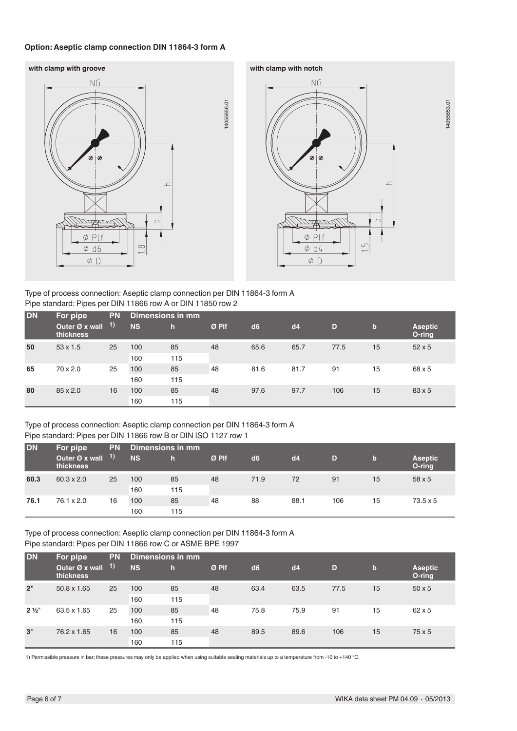### Option: Aseptic clamp connection DIN 11864-3 form A

**with clamp with groove**

**with clamp with notch**

Type of process connection: Aseptic clamp connection per DIN 11864-3 form A
Pipe standard: Pipes per DIN 11866 row A or DIN 11850 row 2

| DN | For pipe | PN | Dimensions in mm | | | | | | | |
|---|---|---|---|---|---|---|---|---|---|---|
| | Outer Ø x wall thickness | 1) | NS | h | Ø Plf | d6 | d4 | D | b | Aseptic O-ring |
| 50 | 53 x 1.5 | 25 | 100 | 85 | 48 | 65.6 | 65.7 | 77.5 | 15 | 52 x 5 |
| | | | 160 | 115 | | | | | | |
| 65 | 70 x 2.0 | 25 | 100 | 85 | 48 | 81.6 | 81.7 | 91 | 15 | 68 x 5 |
| | | | 160 | 115 | | | | | | |
| 80 | 85 x 2.0 | 16 | 100 | 85 | 48 | 97.6 | 97.7 | 106 | 15 | 83 x 5 |
| | | | 160 | 115 | | | | | | |

Type of process connection: Aseptic clamp connection per DIN 11864-3 form A
Pipe standard: Pipes per DIN 11866 row B or DIN ISO 1127 row 1

| DN | For pipe | PN | Dimensions in mm | | | | | | | |
|---|---|---|---|---|---|---|---|---|---|---|
| | Outer Ø x wall thickness | 1) | NS | h | Ø Plf | d6 | d4 | D | b | Aseptic O-ring |
| 60.3 | 60.3 x 2.0 | 25 | 100 | 85 | 48 | 71.9 | 72 | 91 | 15 | 58 x 5 |
| | | | 160 | 115 | | | | | | |
| 76.1 | 76.1 x 2.0 | 16 | 100 | 85 | 48 | 88 | 88.1 | 106 | 15 | 73.5 x 5 |
| | | | 160 | 115 | | | | | | |

Type of process connection: Aseptic clamp connection per DIN 11864-3 form A
Pipe standard: Pipes per DIN 11866 row C or ASME BPE 1997

| DN | For pipe | PN | Dimensions in mm | | | | | | | |
|---|---|---|---|---|---|---|---|---|---|---|
| | Outer Ø x wall thickness | 1) | NS | h | Ø Plf | d6 | d4 | D | b | Aseptic O-ring |
| 2" | 50.8 x 1.65 | 25 | 100 | 85 | 48 | 63.4 | 63.5 | 77.5 | 15 | 50 x 5 |
| | | | 160 | 115 | | | | | | |
| 2 ½" | 63.5 x 1.65 | 25 | 100 | 85 | 48 | 75.8 | 75.9 | 91 | 15 | 62 x 5 |
| | | | 160 | 115 | | | | | | |
| 3" | 76.2 x 1.65 | 16 | 100 | 85 | 48 | 89.5 | 89.6 | 106 | 15 | 75 x 5 |
| | | | 160 | 115 | | | | | | |

1) Permissible pressure in bar; these pressures may only be applied when using suitable sealing materials up to a temperature from -10 to +140 °C.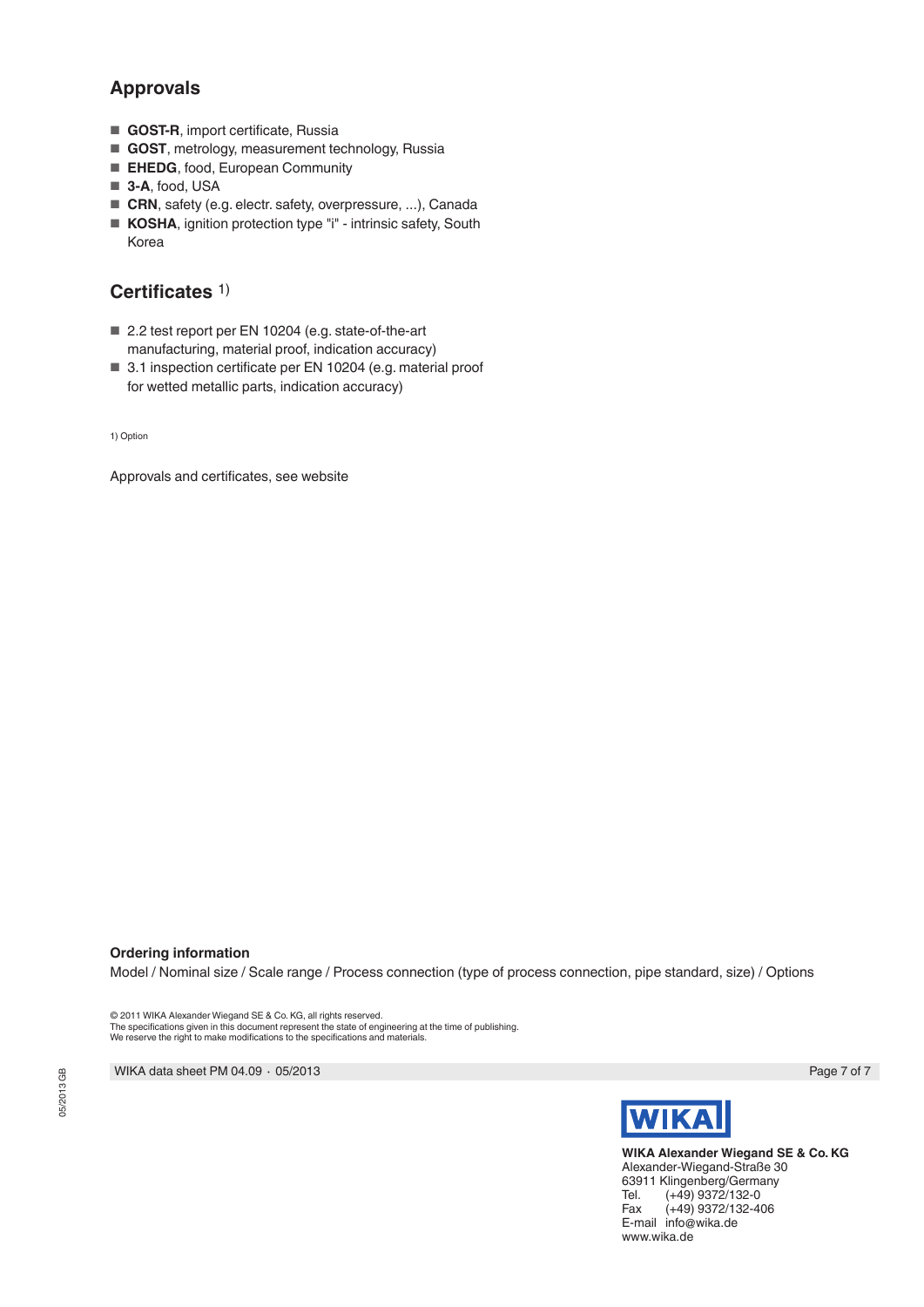## Approvals

- **GOST-R**, import certificate, Russia
- **GOST**, metrology, measurement technology, Russia
- **EHEDG**, food, European Community
- **3-A**, food, USA
- **CRN**, safety (e.g. electr. safety, overpressure, ...), Canada
- **KOSHA**, ignition protection type "i" - intrinsic safety, South Korea

## Certificates [1)]

- 2.2 test report per EN 10204 (e.g. state-of-the-art manufacturing, material proof, indication accuracy)
- 3.1 inspection certificate per EN 10204 (e.g. material proof for wetted metallic parts, indication accuracy)

1) Option

Approvals and certificates, see website

**Ordering information**

Model / Nominal size / Scale range / Process connection (type of process connection, pipe standard, size) / Options

© 2011 WIKA Alexander Wiegand SE & Co. KG, all rights reserved.
The specifications given in this document represent the state of engineering at the time of publishing.
We reserve the right to make modifications to the specifications and materials.

WIKA data sheet PM 04.09 · 05/2013

**WIKA Alexander Wiegand SE & Co. KG**
Alexander-Wiegand-Straße 30
63911 Klingenberg/Germany
Tel. (+49) 9372/132-0
Fax (+49) 9372/132-406
E-mail info@wika.de
www.wika.de